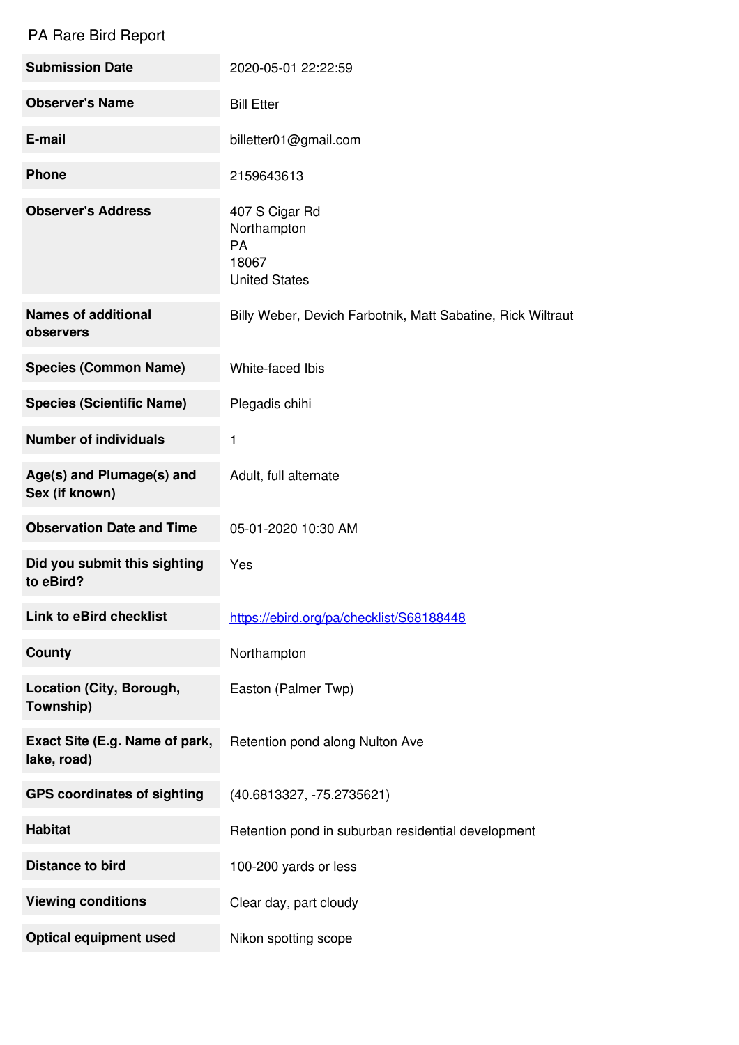# PA Rare Bird Report

| | |
|---|---|
| **Submission Date** | 2020-05-01 22:22:59 |
| **Observer's Name** | Bill Etter |
| **E-mail** | billetter01@gmail.com |
| **Phone** | 2159643613 |
| **Observer's Address** | 407 S Cigar Rd<br>Northampton<br>PA<br>18067<br>United States |
| **Names of additional observers** | Billy Weber, Devich Farbotnik, Matt Sabatine, Rick Wiltraut |
| **Species (Common Name)** | White-faced Ibis |
| **Species (Scientific Name)** | Plegadis chihi |
| **Number of individuals** | 1 |
| **Age(s) and Plumage(s) and Sex (if known)** | Adult, full alternate |
| **Observation Date and Time** | 05-01-2020 10:30 AM |
| **Did you submit this sighting to eBird?** | Yes |
| **Link to eBird checklist** | [https://ebird.org/pa/checklist/S68188448](https://ebird.org/pa/checklist/S68188448) |
| **County** | Northampton |
| **Location (City, Borough, Township)** | Easton (Palmer Twp) |
| **Exact Site (E.g. Name of park, lake, road)** | Retention pond along Nulton Ave |
| **GPS coordinates of sighting** | (40.6813327, -75.2735621) |
| **Habitat** | Retention pond in suburban residential development |
| **Distance to bird** | 100-200 yards or less |
| **Viewing conditions** | Clear day, part cloudy |
| **Optical equipment used** | Nikon spotting scope |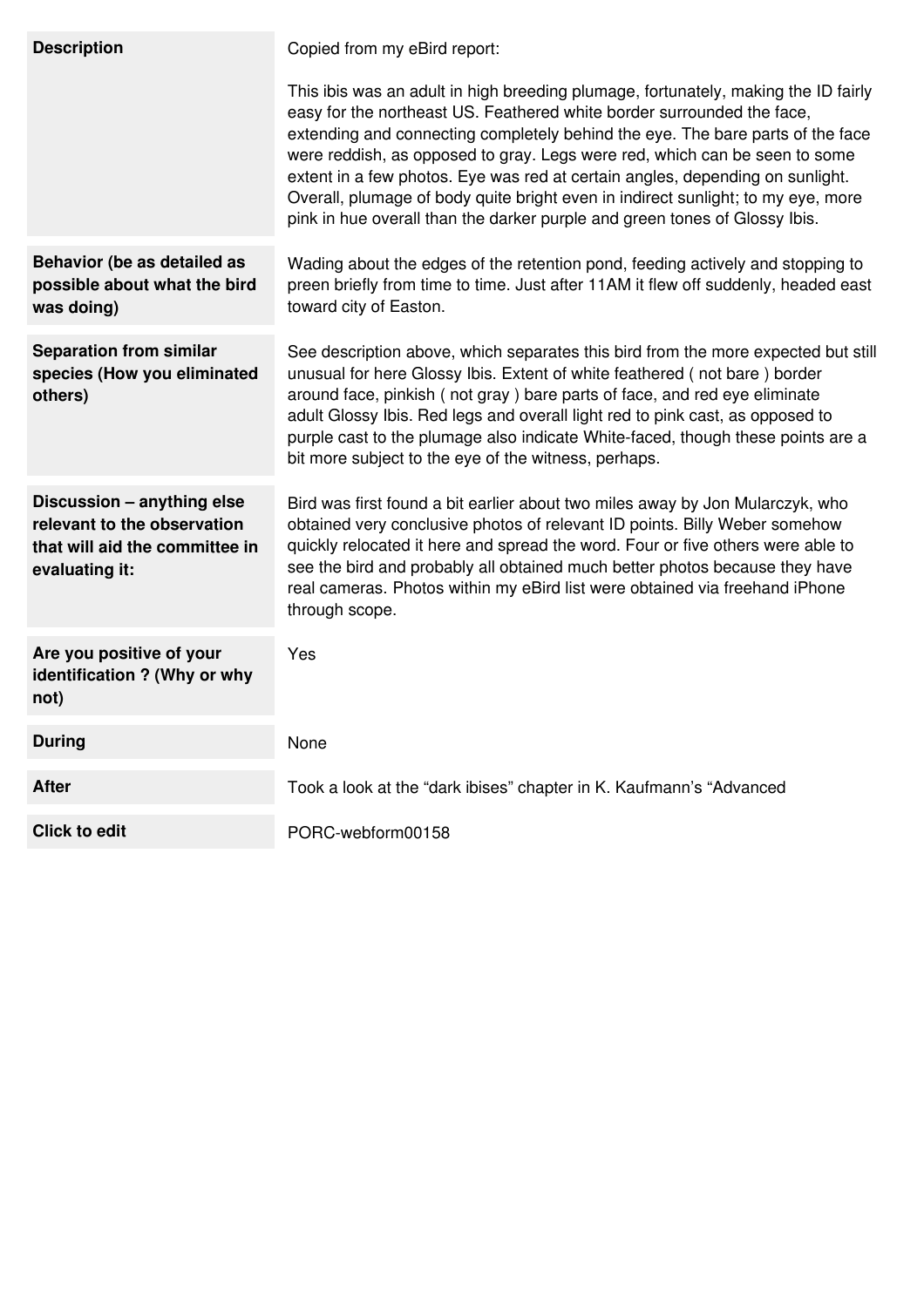| | |
|---|---|
| **Description** | Copied from my eBird report:<br><br>This ibis was an adult in high breeding plumage, fortunately, making the ID fairly easy for the northeast US. Feathered white border surrounded the face, extending and connecting completely behind the eye. The bare parts of the face were reddish, as opposed to gray. Legs were red, which can be seen to some extent in a few photos. Eye was red at certain angles, depending on sunlight. Overall, plumage of body quite bright even in indirect sunlight; to my eye, more pink in hue overall than the darker purple and green tones of Glossy Ibis. |
| **Behavior (be as detailed as possible about what the bird was doing)** | Wading about the edges of the retention pond, feeding actively and stopping to preen briefly from time to time. Just after 11AM it flew off suddenly, headed east toward city of Easton. |
| **Separation from similar species (How you eliminated others)** | See description above, which separates this bird from the more expected but still unusual for here Glossy Ibis. Extent of white feathered ( not bare ) border around face, pinkish ( not gray ) bare parts of face, and red eye eliminate adult Glossy Ibis. Red legs and overall light red to pink cast, as opposed to purple cast to the plumage also indicate White-faced, though these points are a bit more subject to the eye of the witness, perhaps. |
| **Discussion – anything else relevant to the observation that will aid the committee in evaluating it:** | Bird was first found a bit earlier about two miles away by Jon Mularczyk, who obtained very conclusive photos of relevant ID points. Billy Weber somehow quickly relocated it here and spread the word. Four or five others were able to see the bird and probably all obtained much better photos because they have real cameras. Photos within my eBird list were obtained via freehand iPhone through scope. |
| **Are you positive of your identification ? (Why or why not)** | Yes |
| **During** | None |
| **After** | Took a look at the "dark ibises" chapter in K. Kaufmann's "Advanced |
| **Click to edit** | PORC-webform00158 |